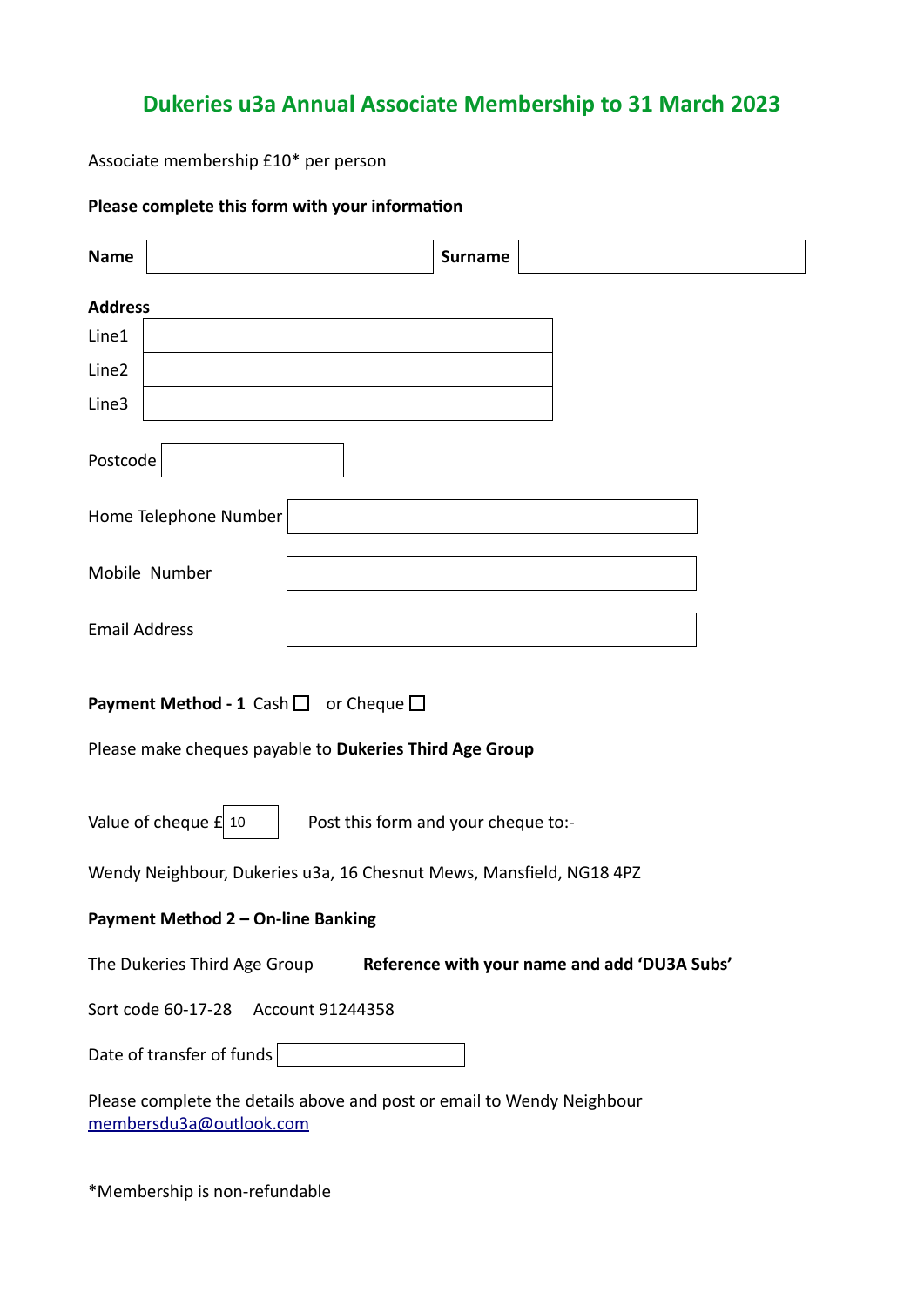# Dukeries u3a Annual Associate Membership to 31 March 2023

Associate membership £10* per person

**Please complete this form with your information**

**Name** ____________________ **Surname** ____________________

**Address**

Line1 ____________________

Line2 ____________________

Line3 ____________________

Postcode ____________

Home Telephone Number ____________________

Mobile Number ____________________

Email Address ____________________

**Payment Method - 1** Cash ☐ or Cheque ☐

Please make cheques payable to **Dukeries Third Age Group**

Value of cheque £ 10     Post this form and your cheque to:-

Wendy Neighbour, Dukeries u3a, 16 Chesnut Mews, Mansfield, NG18 4PZ

**Payment Method 2 – On-line Banking**

The Dukeries Third Age Group     **Reference with your name and add 'DU3A Subs'**

Sort code 60-17-28     Account 91244358

Date of transfer of funds ____________

Please complete the details above and post or email to Wendy Neighbour
membersdu3a@outlook.com

*Membership is non-refundable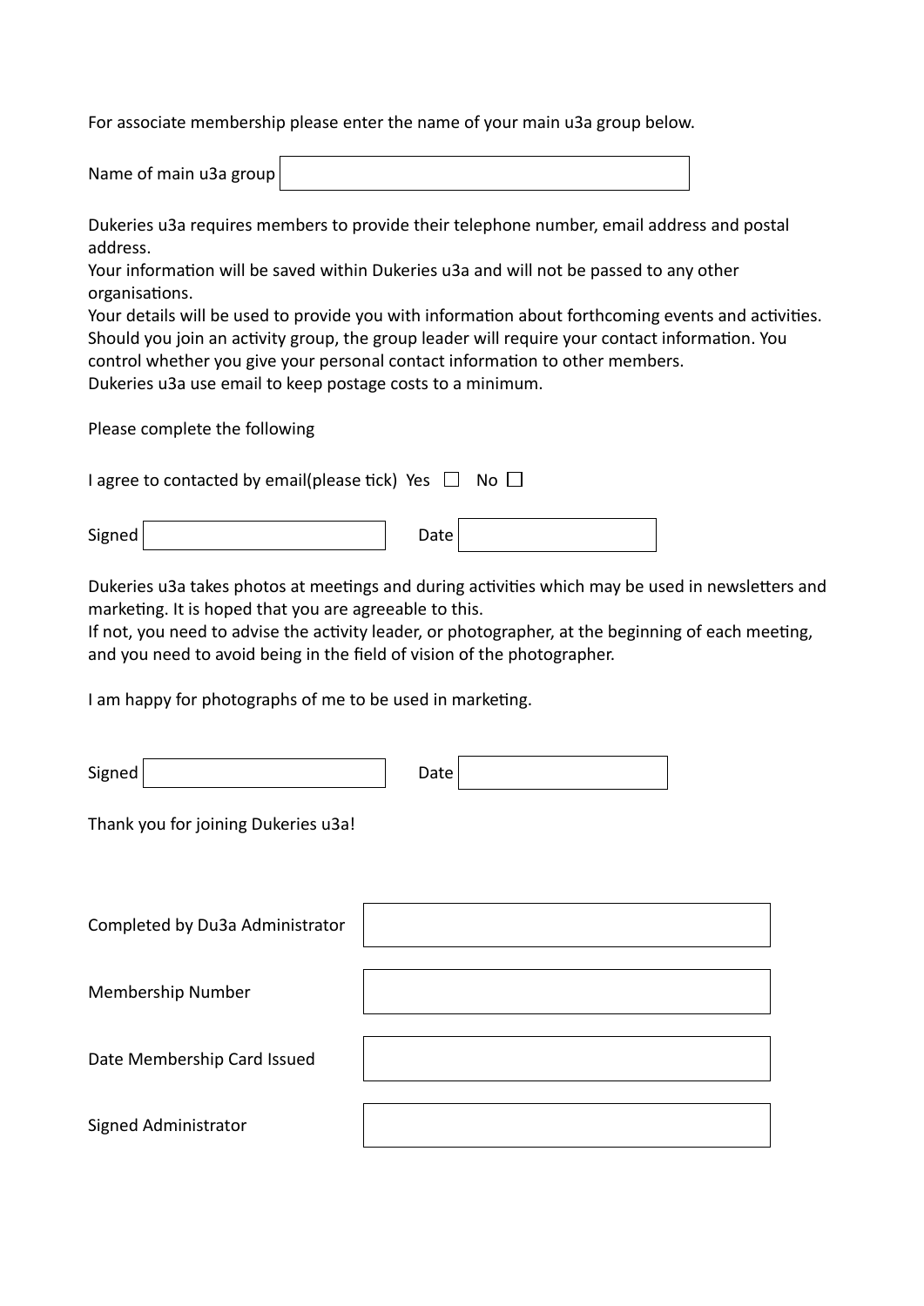For associate membership please enter the name of your main u3a group below.

Name of main u3a group

Dukeries u3a requires members to provide their telephone number, email address and postal address.
Your information will be saved within Dukeries u3a and will not be passed to any other organisations.
Your details will be used to provide you with information about forthcoming events and activities.
Should you join an activity group, the group leader will require your contact information. You control whether you give your personal contact information to other members.
Dukeries u3a use email to keep postage costs to a minimum.

Please complete the following

I agree to contacted by email(please tick) Yes ☐ No ☐

Signed Date

Dukeries u3a takes photos at meetings and during activities which may be used in newsletters and marketing. It is hoped that you are agreeable to this.
If not, you need to advise the activity leader, or photographer, at the beginning of each meeting, and you need to avoid being in the field of vision of the photographer.

I am happy for photographs of me to be used in marketing.

Signed Date

Thank you for joining Dukeries u3a!

Completed by Du3a Administrator

Membership Number

Date Membership Card Issued

Signed Administrator